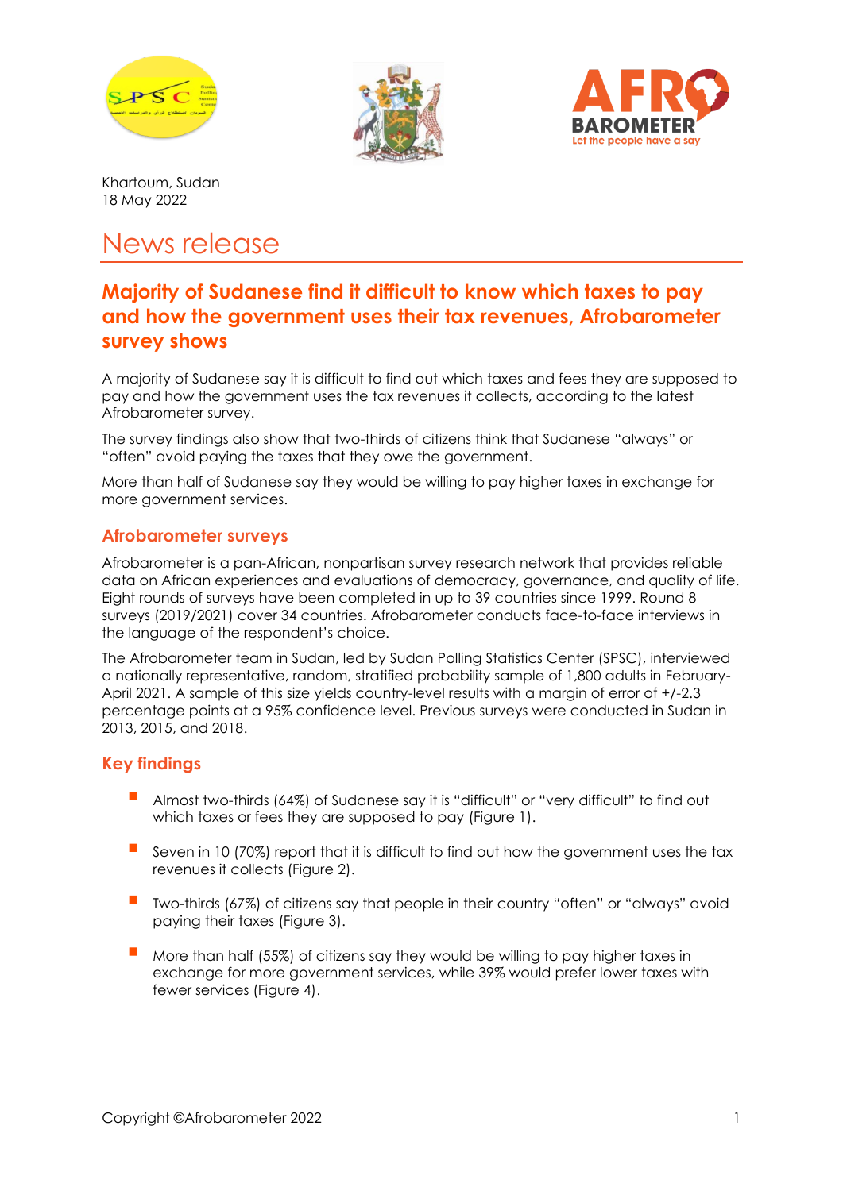Khartoum, Sudan
18 May 2022

# News release

## Majority of Sudanese find it difficult to know which taxes to pay and how the government uses their tax revenues, Afrobarometer survey shows

A majority of Sudanese say it is difficult to find out which taxes and fees they are supposed to pay and how the government uses the tax revenues it collects, according to the latest Afrobarometer survey.

The survey findings also show that two-thirds of citizens think that Sudanese "always" or "often" avoid paying the taxes that they owe the government.

More than half of Sudanese say they would be willing to pay higher taxes in exchange for more government services.

### Afrobarometer surveys

Afrobarometer is a pan-African, nonpartisan survey research network that provides reliable data on African experiences and evaluations of democracy, governance, and quality of life. Eight rounds of surveys have been completed in up to 39 countries since 1999. Round 8 surveys (2019/2021) cover 34 countries. Afrobarometer conducts face-to-face interviews in the language of the respondent's choice.

The Afrobarometer team in Sudan, led by Sudan Polling Statistics Center (SPSC), interviewed a nationally representative, random, stratified probability sample of 1,800 adults in February-April 2021. A sample of this size yields country-level results with a margin of error of +/-2.3 percentage points at a 95% confidence level. Previous surveys were conducted in Sudan in 2013, 2015, and 2018.

### Key findings

- Almost two-thirds (64%) of Sudanese say it is "difficult" or "very difficult" to find out which taxes or fees they are supposed to pay (Figure 1).
- Seven in 10 (70%) report that it is difficult to find out how the government uses the tax revenues it collects (Figure 2).
- Two-thirds (67%) of citizens say that people in their country "often" or "always" avoid paying their taxes (Figure 3).
- More than half (55%) of citizens say they would be willing to pay higher taxes in exchange for more government services, while 39% would prefer lower taxes with fewer services (Figure 4).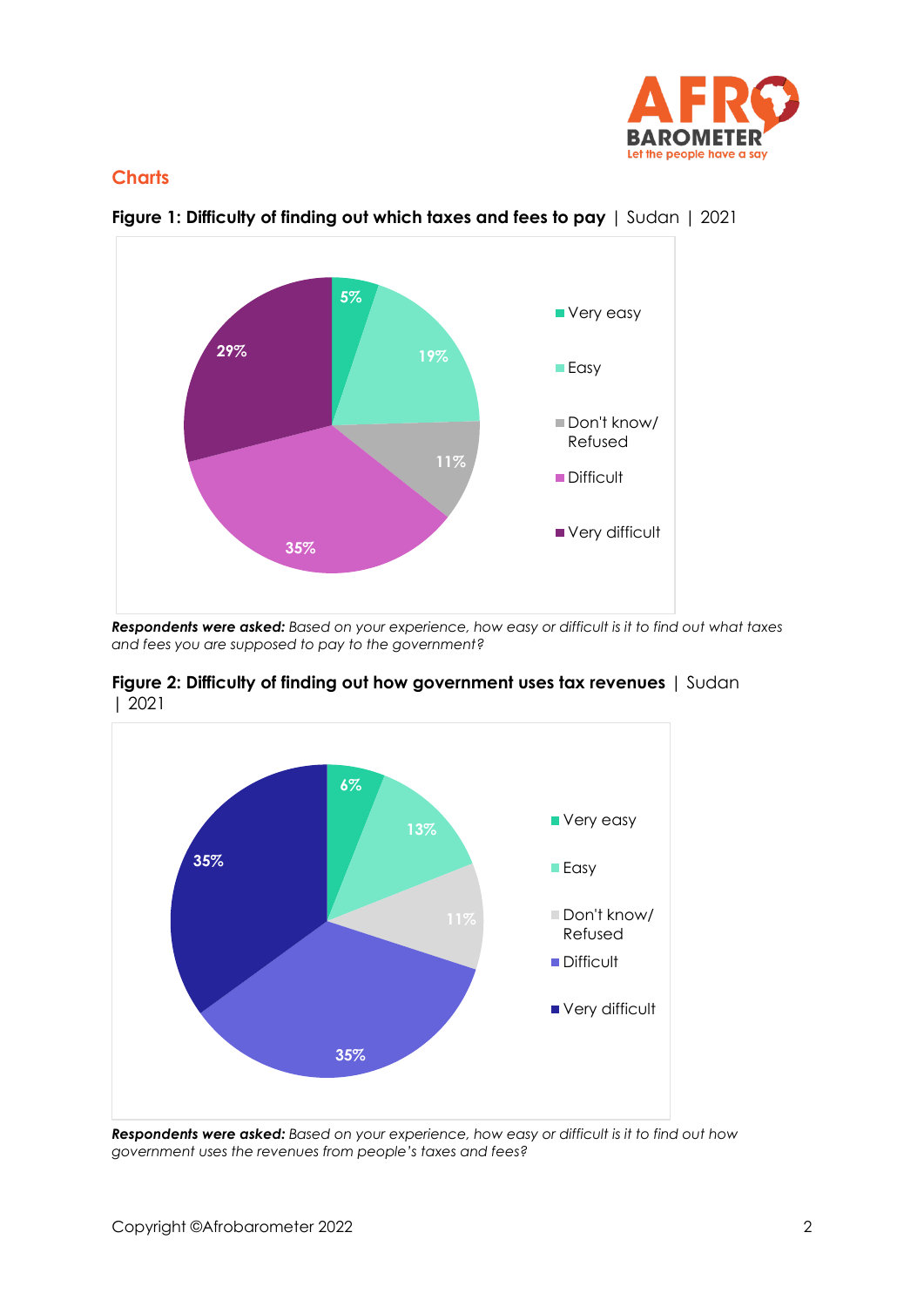## Charts

**Figure 1: Difficulty of finding out which taxes and fees to pay** | Sudan | 2021

| Response | Percentage |
|---|---|
| Very easy | 5% |
| Easy | 19% |
| Don't know/ Refused | 11% |
| Difficult | 35% |
| Very difficult | 29% |

***Respondents were asked:*** *Based on your experience, how easy or difficult is it to find out what taxes and fees you are supposed to pay to the government?*

**Figure 2: Difficulty of finding out how government uses tax revenues** | Sudan | 2021

| Response | Percentage |
|---|---|
| Very easy | 6% |
| Easy | 13% |
| Don't know/ Refused | 11% |
| Difficult | 35% |
| Very difficult | 35% |

***Respondents were asked:*** *Based on your experience, how easy or difficult is it to find out how government uses the revenues from people's taxes and fees?*

Copyright ©Afrobarometer 2022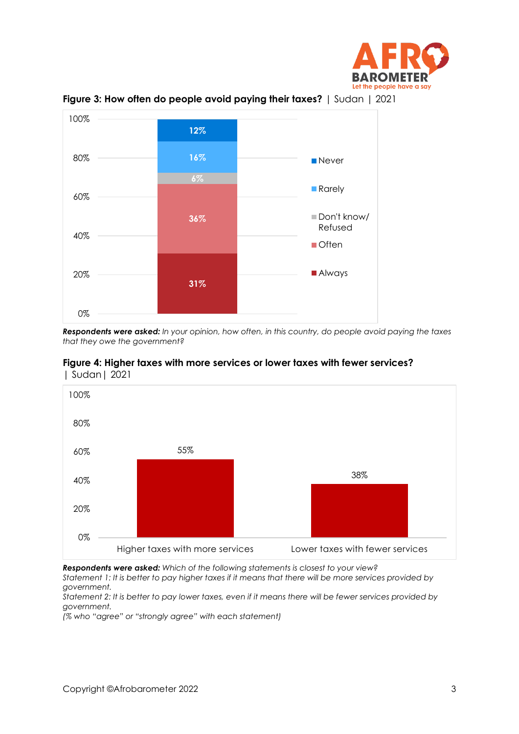**Figure 3: How often do people avoid paying their taxes?** | Sudan | 2021

| Response | % |
|---|---|
| Never | 12% |
| Rarely | 16% |
| Don't know/ Refused | 6% |
| Often | 36% |
| Always | 31% |

***Respondents were asked:*** *In your opinion, how often, in this country, do people avoid paying the taxes that they owe the government?*

**Figure 4: Higher taxes with more services or lower taxes with fewer services?** | Sudan | 2021

| Statement | % |
|---|---|
| Higher taxes with more services | 55% |
| Lower taxes with fewer services | 38% |

***Respondents were asked:*** *Which of the following statements is closest to your view?*
*Statement 1: It is better to pay higher taxes if it means that there will be more services provided by government.*
*Statement 2: It is better to pay lower taxes, even if it means there will be fewer services provided by government.*
*(% who "agree" or "strongly agree" with each statement)*

Copyright ©Afrobarometer 2022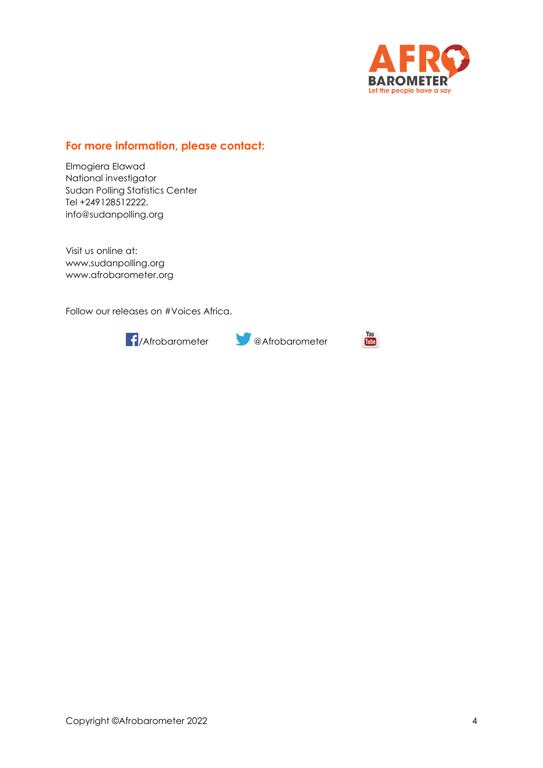## For more information, please contact:

Elmogiera Elawad
National investigator
Sudan Polling Statistics Center
Tel +249128512222.
info@sudanpolling.org

Visit us online at:
www.sudanpolling.org
www.afrobarometer.org

Follow our releases on #Voices Africa.

/Afrobarometer @Afrobarometer

Copyright ©Afrobarometer 2022